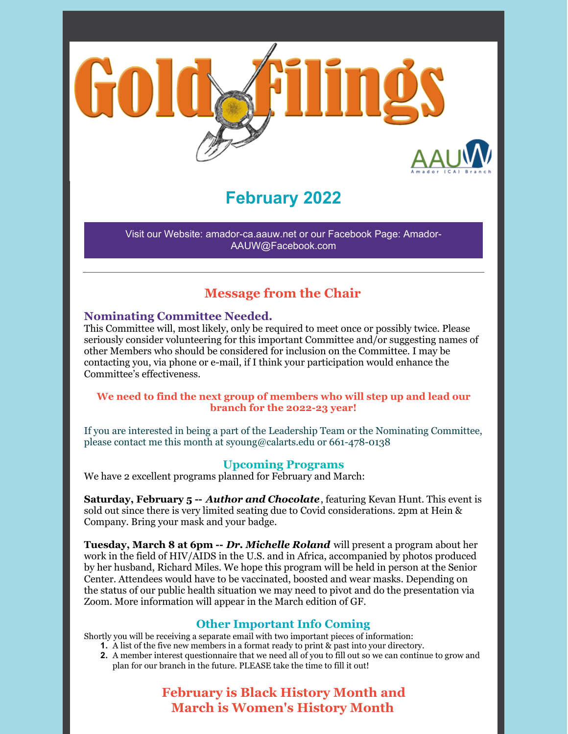# Gold Filings

AAUW Amador (CA) Branch

## February 2022

Visit our Website: amador-ca.aauw.net or our Facebook Page: Amador-AAUW@Facebook.com

---

## Message from the Chair

### Nominating Committee Needed.

This Committee will, most likely, only be required to meet once or possibly twice. Please seriously consider volunteering for this important Committee and/or suggesting names of other Members who should be considered for inclusion on the Committee. I may be contacting you, via phone or e-mail, if I think your participation would enhance the Committee's effectiveness.

**We need to find the next group of members who will step up and lead our branch for the 2022-23 year!**

If you are interested in being a part of the Leadership Team or the Nominating Committee, please contact me this month at syoung@calarts.edu or 661-478-0138

### Upcoming Programs

We have 2 excellent programs planned for February and March:

**Saturday, February 5 --** ***Author and Chocolate***, featuring Kevan Hunt. This event is sold out since there is very limited seating due to Covid considerations. 2pm at Hein & Company. Bring your mask and your badge.

**Tuesday, March 8 at 6pm --** ***Dr. Michelle Roland*** will present a program about her work in the field of HIV/AIDS in the U.S. and in Africa, accompanied by photos produced by her husband, Richard Miles. We hope this program will be held in person at the Senior Center. Attendees would have to be vaccinated, boosted and wear masks. Depending on the status of our public health situation we may need to pivot and do the presentation via Zoom. More information will appear in the March edition of GF.

### Other Important Info Coming

Shortly you will be receiving a separate email with two important pieces of information:

1. A list of the five new members in a format ready to print & past into your directory.
2. A member interest questionnaire that we need all of you to fill out so we can continue to grow and plan for our branch in the future. PLEASE take the time to fill it out!

## February is Black History Month and March is Women's History Month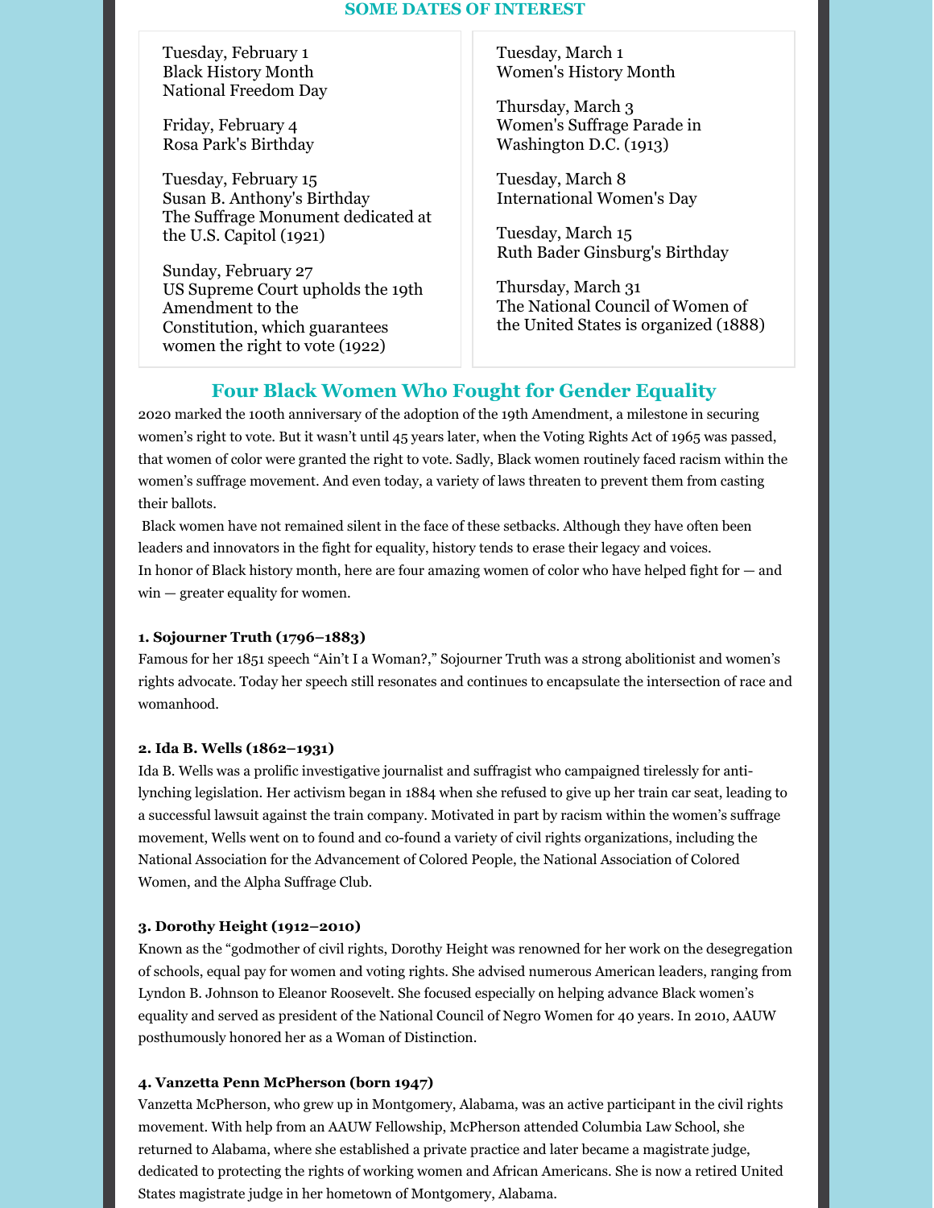## SOME DATES OF INTEREST

Tuesday, February 1
Black History Month
National Freedom Day

Friday, February 4
Rosa Park's Birthday

Tuesday, February 15
Susan B. Anthony's Birthday
The Suffrage Monument dedicated at the U.S. Capitol (1921)

Sunday, February 27
US Supreme Court upholds the 19th Amendment to the Constitution, which guarantees women the right to vote (1922)

Tuesday, March 1
Women's History Month

Thursday, March 3
Women's Suffrage Parade in Washington D.C. (1913)

Tuesday, March 8
International Women's Day

Tuesday, March 15
Ruth Bader Ginsburg's Birthday

Thursday, March 31
The National Council of Women of the United States is organized (1888)

## Four Black Women Who Fought for Gender Equality

2020 marked the 100th anniversary of the adoption of the 19th Amendment, a milestone in securing women's right to vote. But it wasn't until 45 years later, when the Voting Rights Act of 1965 was passed, that women of color were granted the right to vote. Sadly, Black women routinely faced racism within the women's suffrage movement. And even today, a variety of laws threaten to prevent them from casting their ballots.

Black women have not remained silent in the face of these setbacks. Although they have often been leaders and innovators in the fight for equality, history tends to erase their legacy and voices.

In honor of Black history month, here are four amazing women of color who have helped fight for — and win — greater equality for women.

**1. Sojourner Truth (1796–1883)**

Famous for her 1851 speech "Ain't I a Woman?," Sojourner Truth was a strong abolitionist and women's rights advocate. Today her speech still resonates and continues to encapsulate the intersection of race and womanhood.

**2. Ida B. Wells (1862–1931)**

Ida B. Wells was a prolific investigative journalist and suffragist who campaigned tirelessly for anti-lynching legislation. Her activism began in 1884 when she refused to give up her train car seat, leading to a successful lawsuit against the train company. Motivated in part by racism within the women's suffrage movement, Wells went on to found and co-found a variety of civil rights organizations, including the National Association for the Advancement of Colored People, the National Association of Colored Women, and the Alpha Suffrage Club.

**3. Dorothy Height (1912–2010)**

Known as the "godmother of civil rights, Dorothy Height was renowned for her work on the desegregation of schools, equal pay for women and voting rights. She advised numerous American leaders, ranging from Lyndon B. Johnson to Eleanor Roosevelt. She focused especially on helping advance Black women's equality and served as president of the National Council of Negro Women for 40 years. In 2010, AAUW posthumously honored her as a Woman of Distinction.

**4. Vanzetta Penn McPherson (born 1947)**

Vanzetta McPherson, who grew up in Montgomery, Alabama, was an active participant in the civil rights movement. With help from an AAUW Fellowship, McPherson attended Columbia Law School, she returned to Alabama, where she established a private practice and later became a magistrate judge, dedicated to protecting the rights of working women and African Americans. She is now a retired United States magistrate judge in her hometown of Montgomery, Alabama.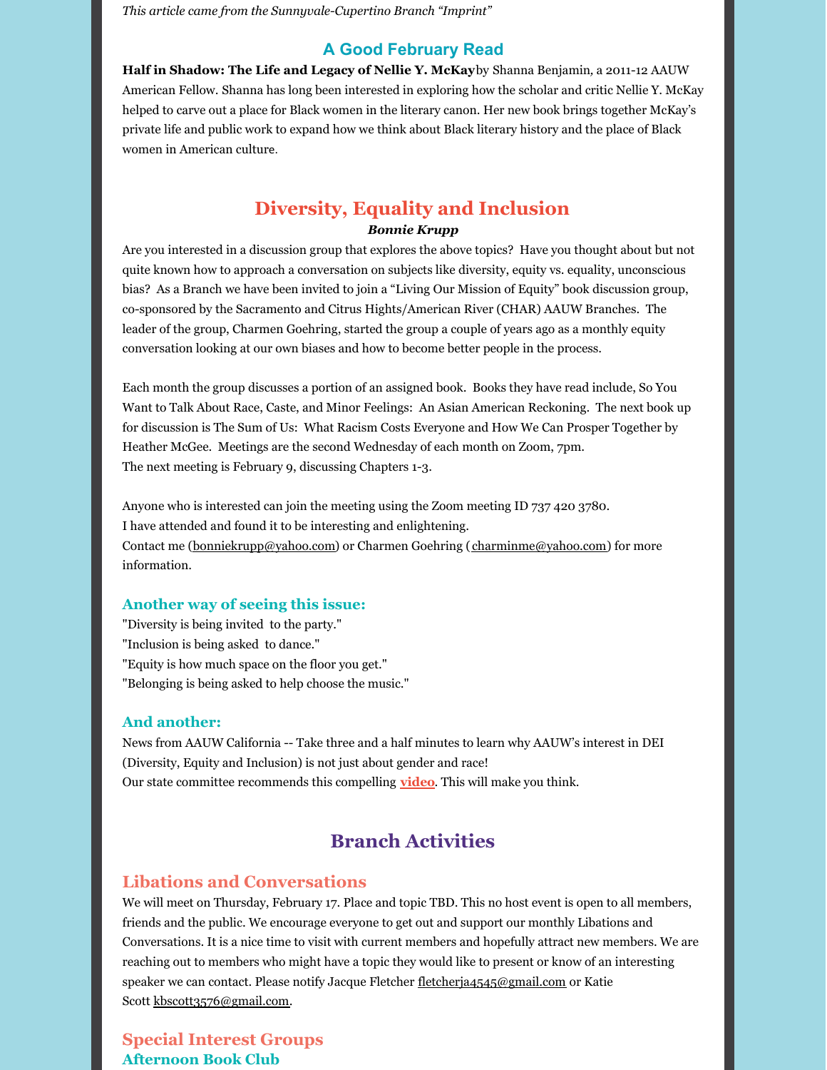*This article came from the Sunnyvale-Cupertino Branch "Imprint"*

## A Good February Read

**Half in Shadow: The Life and Legacy of Nellie Y. McKay** by Shanna Benjamin, a 2011-12 AAUW American Fellow. Shanna has long been interested in exploring how the scholar and critic Nellie Y. McKay helped to carve out a place for Black women in the literary canon. Her new book brings together McKay's private life and public work to expand how we think about Black literary history and the place of Black women in American culture.

## Diversity, Equality and Inclusion

***Bonnie Krupp***

Are you interested in a discussion group that explores the above topics? Have you thought about but not quite known how to approach a conversation on subjects like diversity, equity vs. equality, unconscious bias? As a Branch we have been invited to join a "Living Our Mission of Equity" book discussion group, co-sponsored by the Sacramento and Citrus Hights/American River (CHAR) AAUW Branches. The leader of the group, Charmen Goehring, started the group a couple of years ago as a monthly equity conversation looking at our own biases and how to become better people in the process.

Each month the group discusses a portion of an assigned book. Books they have read include, So You Want to Talk About Race, Caste, and Minor Feelings: An Asian American Reckoning. The next book up for discussion is The Sum of Us: What Racism Costs Everyone and How We Can Prosper Together by Heather McGee. Meetings are the second Wednesday of each month on Zoom, 7pm.
The next meeting is February 9, discussing Chapters 1-3.

Anyone who is interested can join the meeting using the Zoom meeting ID 737 420 3780.
I have attended and found it to be interesting and enlightening.
Contact me (bonniekrupp@yahoo.com) or Charmen Goehring (charminme@yahoo.com) for more information.

### Another way of seeing this issue:

"Diversity is being invited to the party."
"Inclusion is being asked to dance."
"Equity is how much space on the floor you get."
"Belonging is being asked to help choose the music."

### And another:

News from AAUW California -- Take three and a half minutes to learn why AAUW's interest in DEI (Diversity, Equity and Inclusion) is not just about gender and race!
Our state committee recommends this compelling **video**. This will make you think.

## Branch Activities

### Libations and Conversations

We will meet on Thursday, February 17. Place and topic TBD. This no host event is open to all members, friends and the public. We encourage everyone to get out and support our monthly Libations and Conversations. It is a nice time to visit with current members and hopefully attract new members. We are reaching out to members who might have a topic they would like to present or know of an interesting speaker we can contact. Please notify Jacque Fletcher fletcherja4545@gmail.com or Katie Scott kbscott3576@gmail.com.

### Special Interest Groups

#### Afternoon Book Club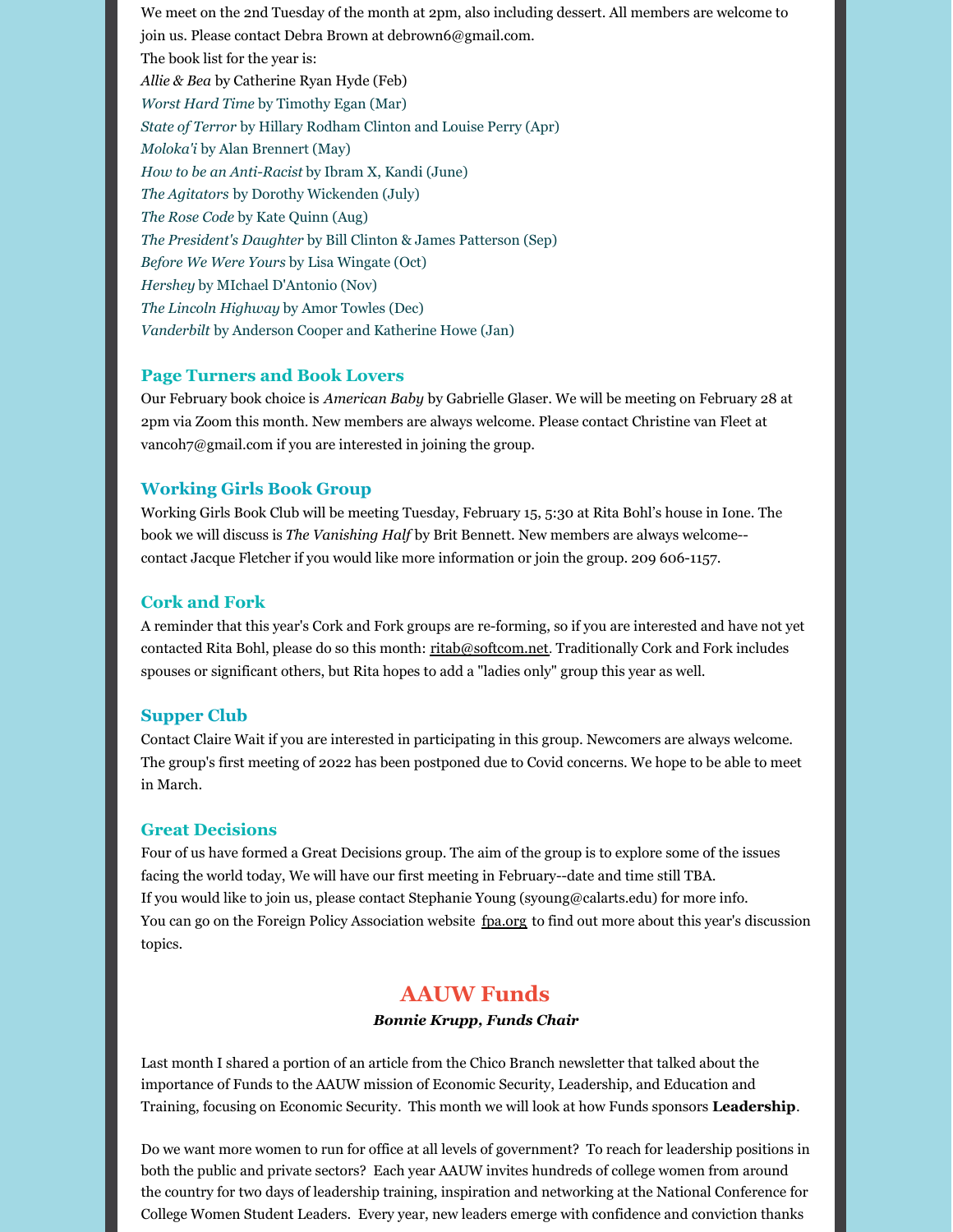We meet on the 2nd Tuesday of the month at 2pm, also including dessert. All members are welcome to join us. Please contact Debra Brown at debrown6@gmail.com.
The book list for the year is:
*Allie & Bea* by Catherine Ryan Hyde (Feb)
*Worst Hard Time* by Timothy Egan (Mar)
*State of Terror* by Hillary Rodham Clinton and Louise Perry (Apr)
*Moloka'i* by Alan Brennert (May)
*How to be an Anti-Racist* by Ibram X, Kandi (June)
*The Agitators* by Dorothy Wickenden (July)
*The Rose Code* by Kate Quinn (Aug)
*The President's Daughter* by Bill Clinton & James Patterson (Sep)
*Before We Were Yours* by Lisa Wingate (Oct)
*Hershey* by MIchael D'Antonio (Nov)
*The Lincoln Highway* by Amor Towles (Dec)
*Vanderbilt* by Anderson Cooper and Katherine Howe (Jan)

### Page Turners and Book Lovers

Our February book choice is *American Baby* by Gabrielle Glaser. We will be meeting on February 28 at 2pm via Zoom this month. New members are always welcome. Please contact Christine van Fleet at vancoh7@gmail.com if you are interested in joining the group.

### Working Girls Book Group

Working Girls Book Club will be meeting Tuesday, February 15, 5:30 at Rita Bohl's house in Ione. The book we will discuss is *The Vanishing Half* by Brit Bennett. New members are always welcome--contact Jacque Fletcher if you would like more information or join the group. 209 606-1157.

### Cork and Fork

A reminder that this year's Cork and Fork groups are re-forming, so if you are interested and have not yet contacted Rita Bohl, please do so this month: ritab@softcom.net. Traditionally Cork and Fork includes spouses or significant others, but Rita hopes to add a "ladies only" group this year as well.

### Supper Club

Contact Claire Wait if you are interested in participating in this group. Newcomers are always welcome. The group's first meeting of 2022 has been postponed due to Covid concerns. We hope to be able to meet in March.

### Great Decisions

Four of us have formed a Great Decisions group. The aim of the group is to explore some of the issues facing the world today, We will have our first meeting in February--date and time still TBA.
If you would like to join us, please contact Stephanie Young (syoung@calarts.edu) for more info.
You can go on the Foreign Policy Association website fpa.org to find out more about this year's discussion topics.

## AAUW Funds

***Bonnie Krupp, Funds Chair***

Last month I shared a portion of an article from the Chico Branch newsletter that talked about the importance of Funds to the AAUW mission of Economic Security, Leadership, and Education and Training, focusing on Economic Security. This month we will look at how Funds sponsors **Leadership**.

Do we want more women to run for office at all levels of government? To reach for leadership positions in both the public and private sectors? Each year AAUW invites hundreds of college women from around the country for two days of leadership training, inspiration and networking at the National Conference for College Women Student Leaders. Every year, new leaders emerge with confidence and conviction thanks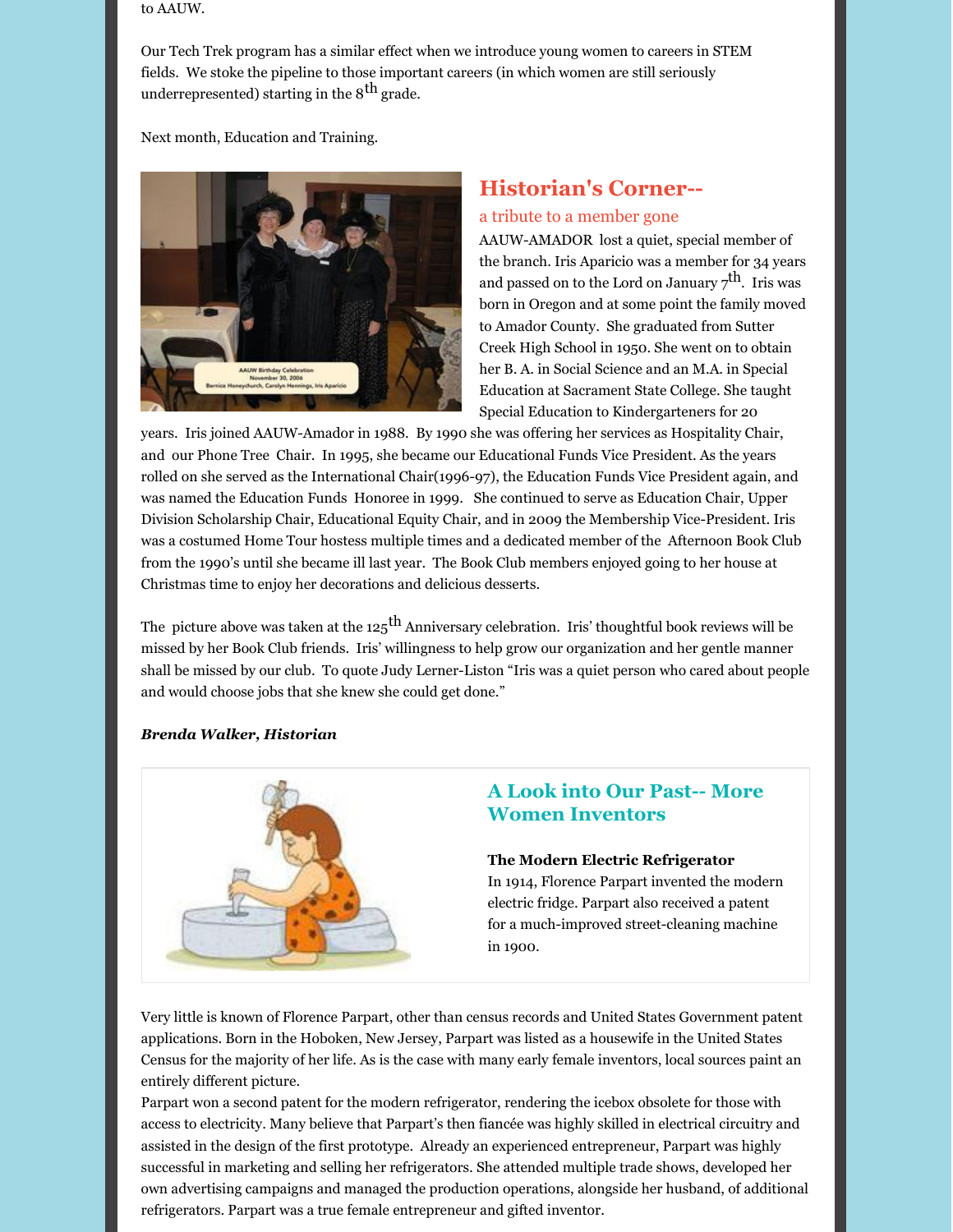to AAUW.

Our Tech Trek program has a similar effect when we introduce young women to careers in STEM fields. We stoke the pipeline to those important careers (in which women are still seriously underrepresented) starting in the 8th grade.

Next month, Education and Training.

## Historian's Corner--

### a tribute to a member gone

AAUW Birthday Celebration
November 30, 2006
Bernice Honeychurch, Carolyn Hennings, Iris Aparicio

AAUW-AMADOR lost a quiet, special member of the branch. Iris Aparicio was a member for 34 years and passed on to the Lord on January 7th. Iris was born in Oregon and at some point the family moved to Amador County. She graduated from Sutter Creek High School in 1950. She went on to obtain her B. A. in Social Science and an M.A. in Special Education at Sacrament State College. She taught Special Education to Kindergarteners for 20 years. Iris joined AAUW-Amador in 1988. By 1990 she was offering her services as Hospitality Chair, and our Phone Tree Chair. In 1995, she became our Educational Funds Vice President. As the years rolled on she served as the International Chair(1996-97), the Education Funds Vice President again, and was named the Education Funds Honoree in 1999. She continued to serve as Education Chair, Upper Division Scholarship Chair, Educational Equity Chair, and in 2009 the Membership Vice-President. Iris was a costumed Home Tour hostess multiple times and a dedicated member of the Afternoon Book Club from the 1990's until she became ill last year. The Book Club members enjoyed going to her house at Christmas time to enjoy her decorations and delicious desserts.

The picture above was taken at the 125th Anniversary celebration. Iris' thoughtful book reviews will be missed by her Book Club friends. Iris' willingness to help grow our organization and her gentle manner shall be missed by our club. To quote Judy Lerner-Liston "Iris was a quiet person who cared about people and would choose jobs that she knew she could get done."

***Brenda Walker, Historian***

## A Look into Our Past-- More Women Inventors

**The Modern Electric Refrigerator**

In 1914, Florence Parpart invented the modern electric fridge. Parpart also received a patent for a much-improved street-cleaning machine in 1900.

Very little is known of Florence Parpart, other than census records and United States Government patent applications. Born in the Hoboken, New Jersey, Parpart was listed as a housewife in the United States Census for the majority of her life. As is the case with many early female inventors, local sources paint an entirely different picture.

Parpart won a second patent for the modern refrigerator, rendering the icebox obsolete for those with access to electricity. Many believe that Parpart's then fiancée was highly skilled in electrical circuitry and assisted in the design of the first prototype. Already an experienced entrepreneur, Parpart was highly successful in marketing and selling her refrigerators. She attended multiple trade shows, developed her own advertising campaigns and managed the production operations, alongside her husband, of additional refrigerators. Parpart was a true female entrepreneur and gifted inventor.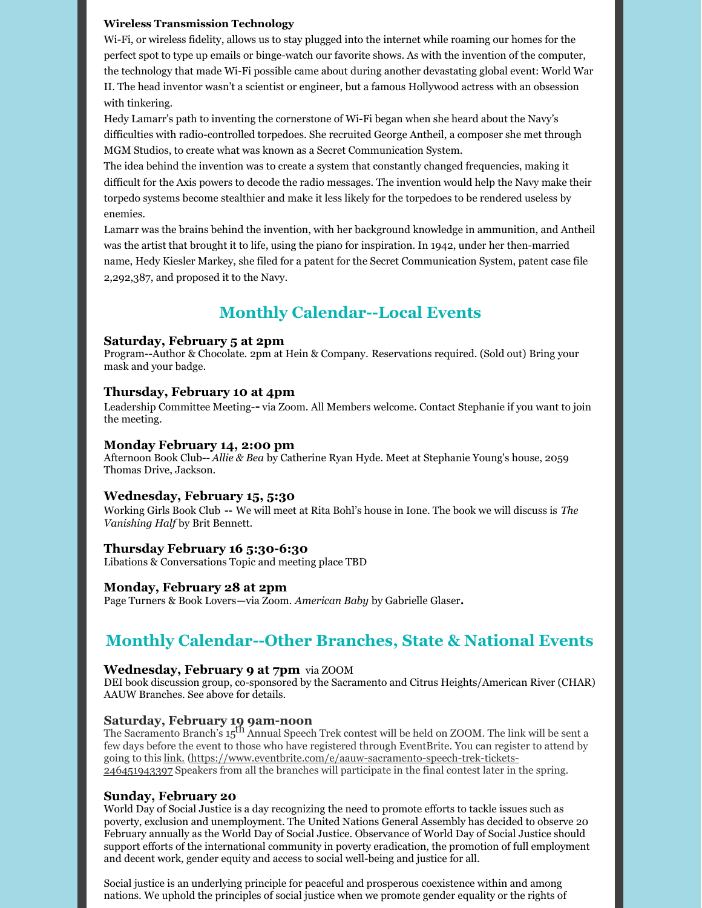**Wireless Transmission Technology**

Wi-Fi, or wireless fidelity, allows us to stay plugged into the internet while roaming our homes for the perfect spot to type up emails or binge-watch our favorite shows. As with the invention of the computer, the technology that made Wi-Fi possible came about during another devastating global event: World War II. The head inventor wasn't a scientist or engineer, but a famous Hollywood actress with an obsession with tinkering.

Hedy Lamarr's path to inventing the cornerstone of Wi-Fi began when she heard about the Navy's difficulties with radio-controlled torpedoes. She recruited George Antheil, a composer she met through MGM Studios, to create what was known as a Secret Communication System.

The idea behind the invention was to create a system that constantly changed frequencies, making it difficult for the Axis powers to decode the radio messages. The invention would help the Navy make their torpedo systems become stealthier and make it less likely for the torpedoes to be rendered useless by enemies.

Lamarr was the brains behind the invention, with her background knowledge in ammunition, and Antheil was the artist that brought it to life, using the piano for inspiration. In 1942, under her then-married name, Hedy Kiesler Markey, she filed for a patent for the Secret Communication System, patent case file 2,292,387, and proposed it to the Navy.

## Monthly Calendar--Local Events

### Saturday, February 5 at 2pm

Program--Author & Chocolate. 2pm at Hein & Company. Reservations required. (Sold out) Bring your mask and your badge.

### Thursday, February 10 at 4pm

Leadership Committee Meeting-- via Zoom. All Members welcome. Contact Stephanie if you want to join the meeting.

### Monday February 14, 2:00 pm

Afternoon Book Club-- *Allie & Bea* by Catherine Ryan Hyde. Meet at Stephanie Young's house, 2059 Thomas Drive, Jackson.

### Wednesday, February 15, 5:30

Working Girls Book Club -- We will meet at Rita Bohl's house in Ione. The book we will discuss is *The Vanishing Half* by Brit Bennett.

### Thursday February 16 5:30-6:30

Libations & Conversations Topic and meeting place TBD

### Monday, February 28 at 2pm

Page Turners & Book Lovers—via Zoom. *American Baby* by Gabrielle Glaser**.**

## Monthly Calendar--Other Branches, State & National Events

### Wednesday, February 9 at 7pm via ZOOM

DEI book discussion group, co-sponsored by the Sacramento and Citrus Heights/American River (CHAR) AAUW Branches. See above for details.

### Saturday, February 19 9am-noon

The Sacramento Branch's 15th Annual Speech Trek contest will be held on ZOOM. The link will be sent a few days before the event to those who have registered through EventBrite. You can register to attend by going to this link. (https://www.eventbrite.com/e/aauw-sacramento-speech-trek-tickets-246451943397 Speakers from all the branches will participate in the final contest later in the spring.

### Sunday, February 20

World Day of Social Justice is a day recognizing the need to promote efforts to tackle issues such as poverty, exclusion and unemployment. The United Nations General Assembly has decided to observe 20 February annually as the World Day of Social Justice. Observance of World Day of Social Justice should support efforts of the international community in poverty eradication, the promotion of full employment and decent work, gender equity and access to social well-being and justice for all.

Social justice is an underlying principle for peaceful and prosperous coexistence within and among nations. We uphold the principles of social justice when we promote gender equality or the rights of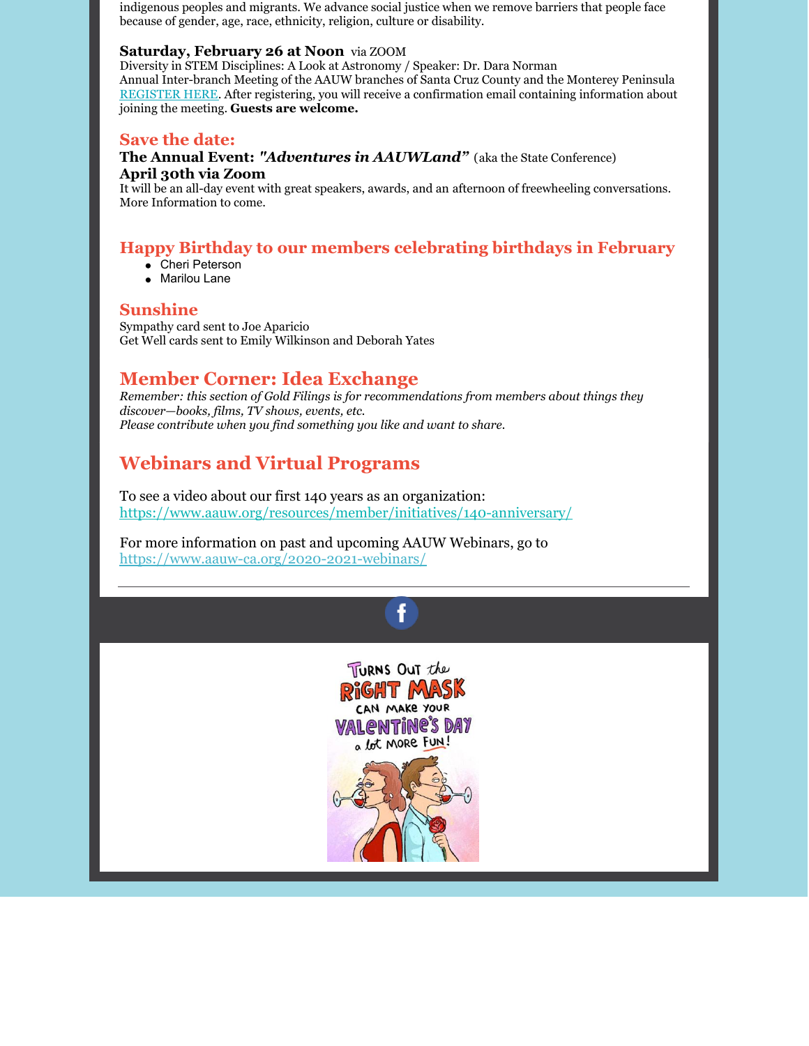indigenous peoples and migrants. We advance social justice when we remove barriers that people face because of gender, age, race, ethnicity, religion, culture or disability.

**Saturday, February 26 at Noon** via ZOOM
Diversity in STEM Disciplines: A Look at Astronomy / Speaker: Dr. Dara Norman
Annual Inter-branch Meeting of the AAUW branches of Santa Cruz County and the Monterey Peninsula
REGISTER HERE. After registering, you will receive a confirmation email containing information about joining the meeting. **Guests are welcome.**

## Save the date:

**The Annual Event: *"Adventures in AAUWLand"*** (aka the State Conference)
**April 30th via Zoom**
It will be an all-day event with great speakers, awards, and an afternoon of freewheeling conversations. More Information to come.

## Happy Birthday to our members celebrating birthdays in February

- Cheri Peterson
- Marilou Lane

## Sunshine

Sympathy card sent to Joe Aparicio
Get Well cards sent to Emily Wilkinson and Deborah Yates

## Member Corner: Idea Exchange

*Remember: this section of Gold Filings is for recommendations from members about things they discover—books, films, TV shows, events, etc.*
*Please contribute when you find something you like and want to share.*

## Webinars and Virtual Programs

To see a video about our first 140 years as an organization:
https://www.aauw.org/resources/member/initiatives/140-anniversary/

For more information on past and upcoming AAUW Webinars, go to
https://www.aauw-ca.org/2020-2021-webinars/

---

Turns Out the RIGHT MASK CAN MAKE YOUR VALENTINE'S DAY a lot MORE FUN!